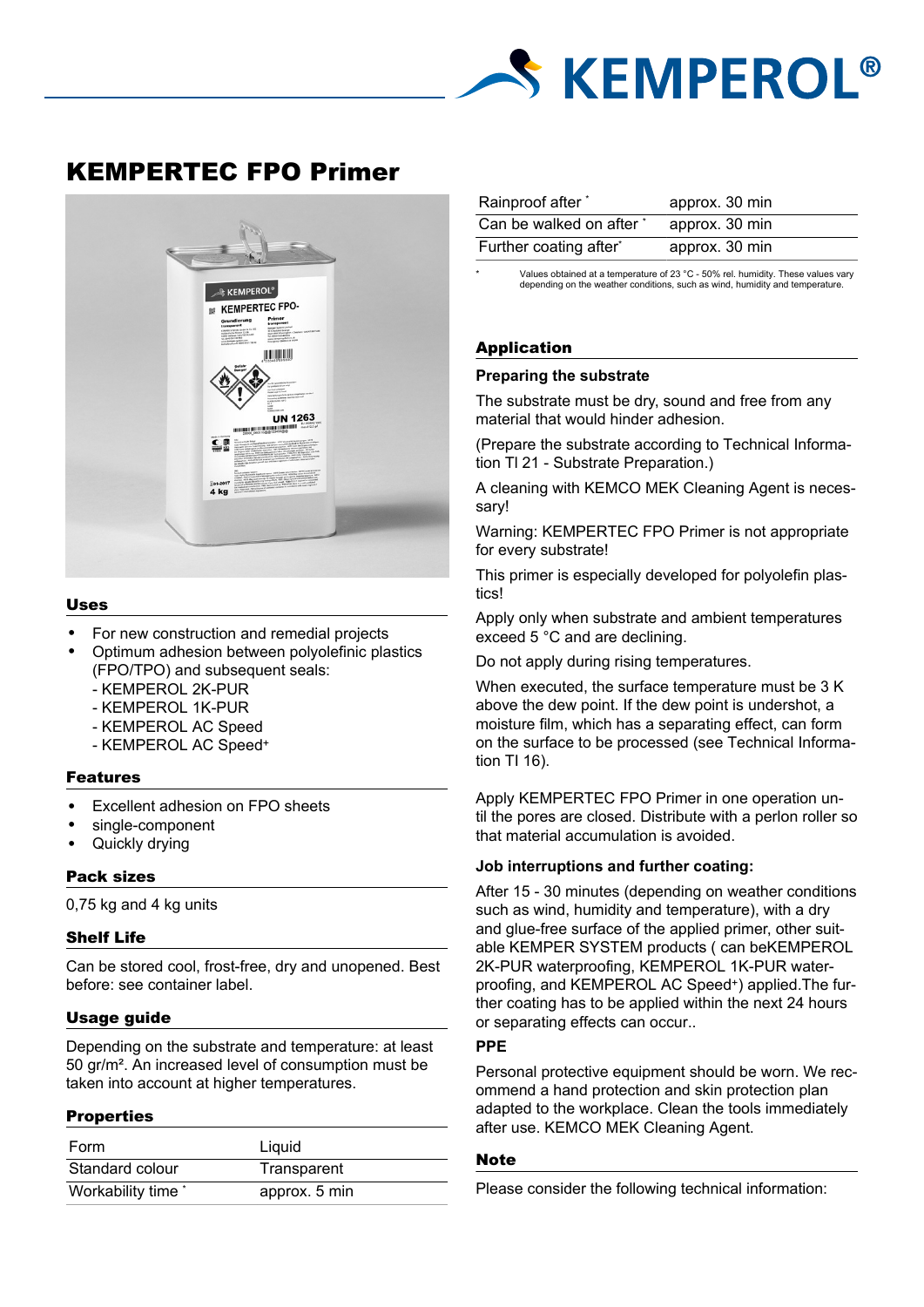# KEMPERTEC FPO Primer

## Uses

- For new construction and remedial projects
- Optimum adhesion between polyolefinic plastics (FPO/TPO) and subsequent seals:
  - KEMPEROL 2K-PUR
  - KEMPEROL 1K-PUR
  - KEMPEROL AC Speed
  - KEMPEROL AC Speed+

## Features

- Excellent adhesion on FPO sheets
- single-component
- Quickly drying

## Pack sizes

0,75 kg and 4 kg units

## Shelf Life

Can be stored cool, frost-free, dry and unopened. Best before: see container label.

## Usage guide

Depending on the substrate and temperature: at least 50 gr/m². An increased level of consumption must be taken into account at higher temperatures.

## Properties

| | |
|---|---|
| Form | Liquid |
| Standard colour | Transparent |
| Workability time * | approx. 5 min |
| Rainproof after * | approx. 30 min |
| Can be walked on after * | approx. 30 min |
| Further coating after* | approx. 30 min |

\* Values obtained at a temperature of 23 °C - 50% rel. humidity. These values vary depending on the weather conditions, such as wind, humidity and temperature.

## Application

### Preparing the substrate

The substrate must be dry, sound and free from any material that would hinder adhesion.

(Prepare the substrate according to Technical Information TI 21 - Substrate Preparation.)

A cleaning with KEMCO MEK Cleaning Agent is necessary!

Warning: KEMPERTEC FPO Primer is not appropriate for every substrate!

This primer is especially developed for polyolefin plastics!

Apply only when substrate and ambient temperatures exceed 5 °C and are declining.

Do not apply during rising temperatures.

When executed, the surface temperature must be 3 K above the dew point. If the dew point is undershot, a moisture film, which has a separating effect, can form on the surface to be processed (see Technical Information TI 16).

Apply KEMPERTEC FPO Primer in one operation until the pores are closed. Distribute with a perlon roller so that material accumulation is avoided.

### Job interruptions and further coating:

After 15 - 30 minutes (depending on weather conditions such as wind, humidity and temperature), with a dry and glue-free surface of the applied primer, other suitable KEMPER SYSTEM products ( can beKEMPEROL 2K-PUR waterproofing, KEMPEROL 1K-PUR waterproofing, and KEMPEROL AC Speed+) applied.The further coating has to be applied within the next 24 hours or separating effects can occur..

### PPE

Personal protective equipment should be worn. We recommend a hand protection and skin protection plan adapted to the workplace. Clean the tools immediately after use. KEMCO MEK Cleaning Agent.

## Note

Please consider the following technical information: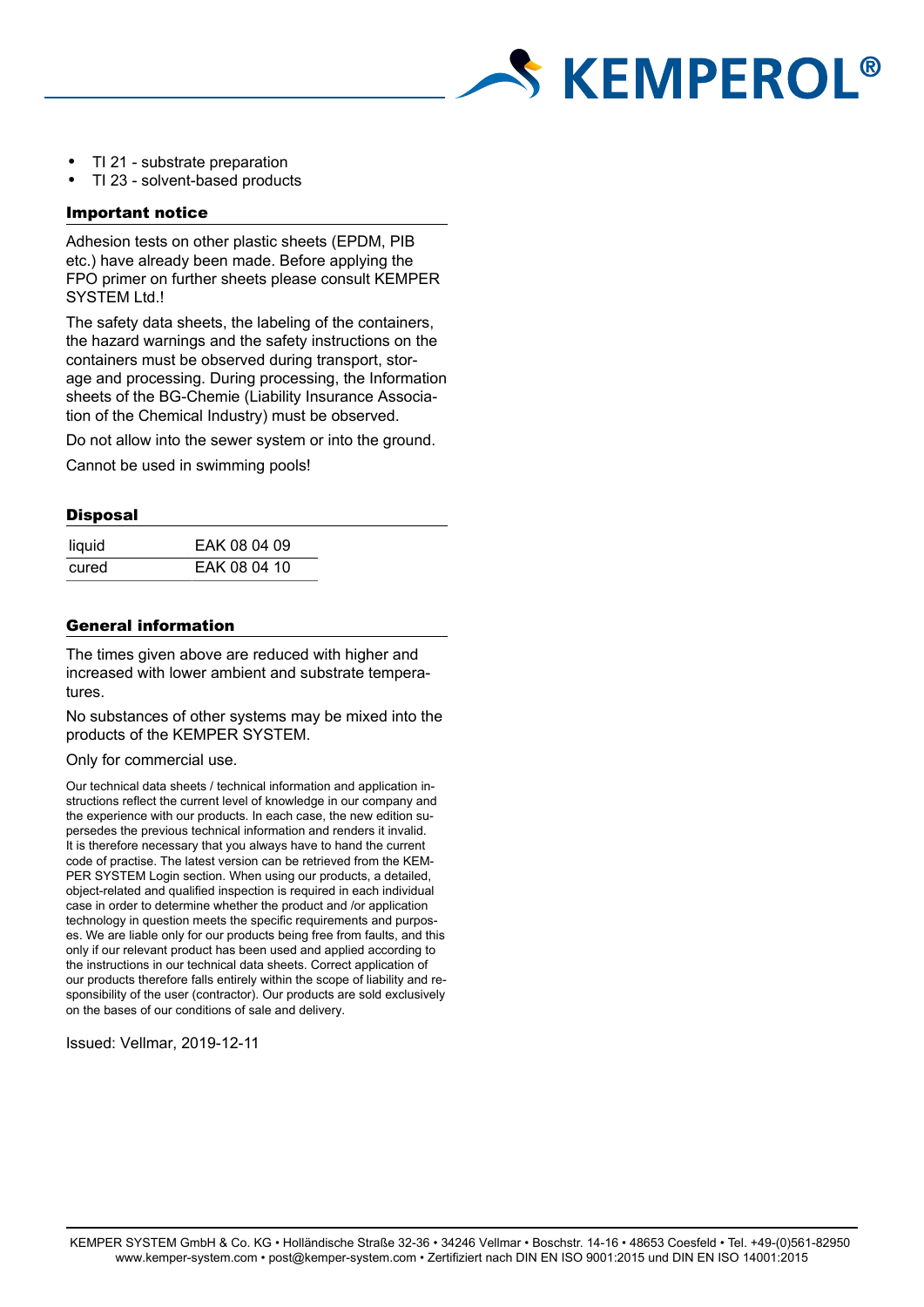- TI 21 - substrate preparation
- TI 23 - solvent-based products

## Important notice

Adhesion tests on other plastic sheets (EPDM, PIB etc.) have already been made. Before applying the FPO primer on further sheets please consult KEMPER SYSTEM Ltd.!

The safety data sheets, the labeling of the containers, the hazard warnings and the safety instructions on the containers must be observed during transport, storage and processing. During processing, the Information sheets of the BG-Chemie (Liability Insurance Association of the Chemical Industry) must be observed.

Do not allow into the sewer system or into the ground.

Cannot be used in swimming pools!

## Disposal

| | |
|---|---|
| liquid | EAK 08 04 09 |
| cured | EAK 08 04 10 |

## General information

The times given above are reduced with higher and increased with lower ambient and substrate temperatures.

No substances of other systems may be mixed into the products of the KEMPER SYSTEM.

Only for commercial use.

Our technical data sheets / technical information and application instructions reflect the current level of knowledge in our company and the experience with our products. In each case, the new edition supersedes the previous technical information and renders it invalid. It is therefore necessary that you always have to hand the current code of practise. The latest version can be retrieved from the KEMPER SYSTEM Login section. When using our products, a detailed, object-related and qualified inspection is required in each individual case in order to determine whether the product and /or application technology in question meets the specific requirements and purposes. We are liable only for our products being free from faults, and this only if our relevant product has been used and applied according to the instructions in our technical data sheets. Correct application of our products therefore falls entirely within the scope of liability and responsibility of the user (contractor). Our products are sold exclusively on the bases of our conditions of sale and delivery.

Issued: Vellmar, 2019-12-11